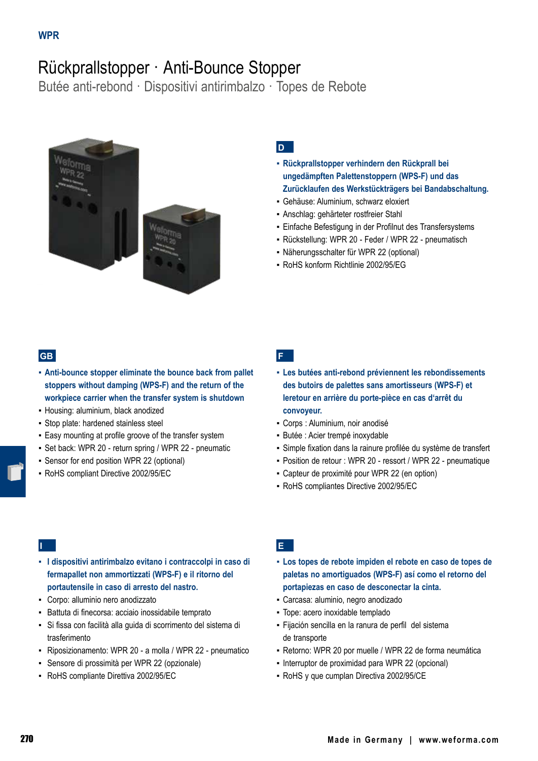WPR

# Rückprallstopper · Anti-Bounce Stopper

## Butée anti-rebond · Dispositivi antirimbalzo · Topes de Rebote

**D**

- **Rückprallstopper verhindern den Rückprall bei ungedämpften Palettenstoppern (WPS-F) und das Zurücklaufen des Werkstückträgers bei Bandabschaltung.**
- Gehäuse: Aluminium, schwarz eloxiert
- Anschlag: gehärteter rostfreier Stahl
- Einfache Befestigung in der Profilnut des Transfersystems
- Rückstellung: WPR 20 - Feder / WPR 22 - pneumatisch
- Näherungsschalter für WPR 22 (optional)
- RoHS konform Richtlinie 2002/95/EG

**GB**

- **Anti-bounce stopper eliminate the bounce back from pallet stoppers without damping (WPS-F) and the return of the workpiece carrier when the transfer system is shutdown**
- Housing: aluminium, black anodized
- Stop plate: hardened stainless steel
- Easy mounting at profile groove of the transfer system
- Set back: WPR 20 - return spring / WPR 22 - pneumatic
- Sensor for end position WPR 22 (optional)
- RoHS compliant Directive 2002/95/EC

**F**

- **Les butées anti-rebond préviennent les rebondissements des butoirs de palettes sans amortisseurs (WPS-F) et leretour en arrière du porte-pièce en cas d'arrêt du convoyeur.**
- Corps : Aluminium, noir anodisé
- Butée : Acier trempé inoxydable
- Simple fixation dans la rainure profilée du système de transfert
- Position de retour : WPR 20 - ressort / WPR 22 - pneumatique
- Capteur de proximité pour WPR 22 (en option)
- RoHS compliantes Directive 2002/95/EC

**I**

- **I dispositivi antirimbalzo evitano i contraccolpi in caso di fermapallet non ammortizzati (WPS-F) e il ritorno del portautensile in caso di arresto del nastro.**
- Corpo: alluminio nero anodizzato
- Battuta di finecorsa: acciaio inossidabile temprato
- Si fissa con facilità alla guida di scorrimento del sistema di trasferimento
- Riposizionamento: WPR 20 - a molla / WPR 22 - pneumatico
- Sensore di prossimità per WPR 22 (opzionale)
- RoHS compliante Direttiva 2002/95/EC

**E**

- **Los topes de rebote impiden el rebote en caso de topes de paletas no amortiguados (WPS-F) así como el retorno del portapiezas en caso de desconectar la cinta.**
- Carcasa: aluminio, negro anodizado
- Tope: acero inoxidable templado
- Fijación sencilla en la ranura de perfil del sistema de transporte
- Retorno: WPR 20 por muelle / WPR 22 de forma neumática
- Interruptor de proximidad para WPR 22 (opcional)
- RoHS y que cumplan Directiva 2002/95/CE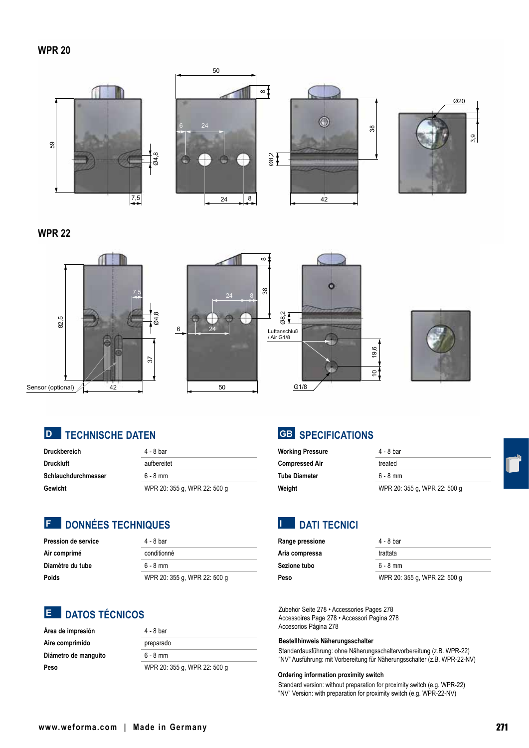## WPR 20

## WPR 22

Sensor (optional)

Luftanschluß / Air G1/8

G1/8

## D TECHNISCHE DATEN

| | |
|---|---|
| **Druckbereich** | 4 - 8 bar |
| **Druckluft** | aufbereitet |
| **Schlauchdurchmesser** | 6 - 8 mm |
| **Gewicht** | WPR 20: 355 g, WPR 22: 500 g |

## GB SPECIFICATIONS

| | |
|---|---|
| **Working Pressure** | 4 - 8 bar |
| **Compressed Air** | treated |
| **Tube Diameter** | 6 - 8 mm |
| **Weight** | WPR 20: 355 g, WPR 22: 500 g |

## F DONNÉES TECHNIQUES

| | |
|---|---|
| **Pression de service** | 4 - 8 bar |
| **Air comprimé** | conditionné |
| **Diamètre du tube** | 6 - 8 mm |
| **Poids** | WPR 20: 355 g, WPR 22: 500 g |

## I DATI TECNICI

| | |
|---|---|
| **Range pressione** | 4 - 8 bar |
| **Aria compressa** | trattata |
| **Sezione tubo** | 6 - 8 mm |
| **Peso** | WPR 20: 355 g, WPR 22: 500 g |

## E DATOS TÉCNICOS

| | |
|---|---|
| **Área de impresión** | 4 - 8 bar |
| **Aire comprimido** | preparado |
| **Diámetro de manguito** | 6 - 8 mm |
| **Peso** | WPR 20: 355 g, WPR 22: 500 g |

Zubehör Seite 278 • Accessories Pages 278
Accessoires Page 278 • Accessori Pagina 278
Accesorios Página 278

**Bestellhinweis Näherungsschalter**
Standardausführung: ohne Näherungsschaltervorbereitung (z.B. WPR-22)
"NV" Ausführung: mit Vorbereitung für Näherungsschalter (z.B. WPR-22-NV)

**Ordering information proximity switch**
Standard version: without preparation for proximity switch (e.g. WPR-22)
"NV" Version: with preparation for proximity switch (e.g. WPR-22-NV)

www.weforma.com | Made in Germany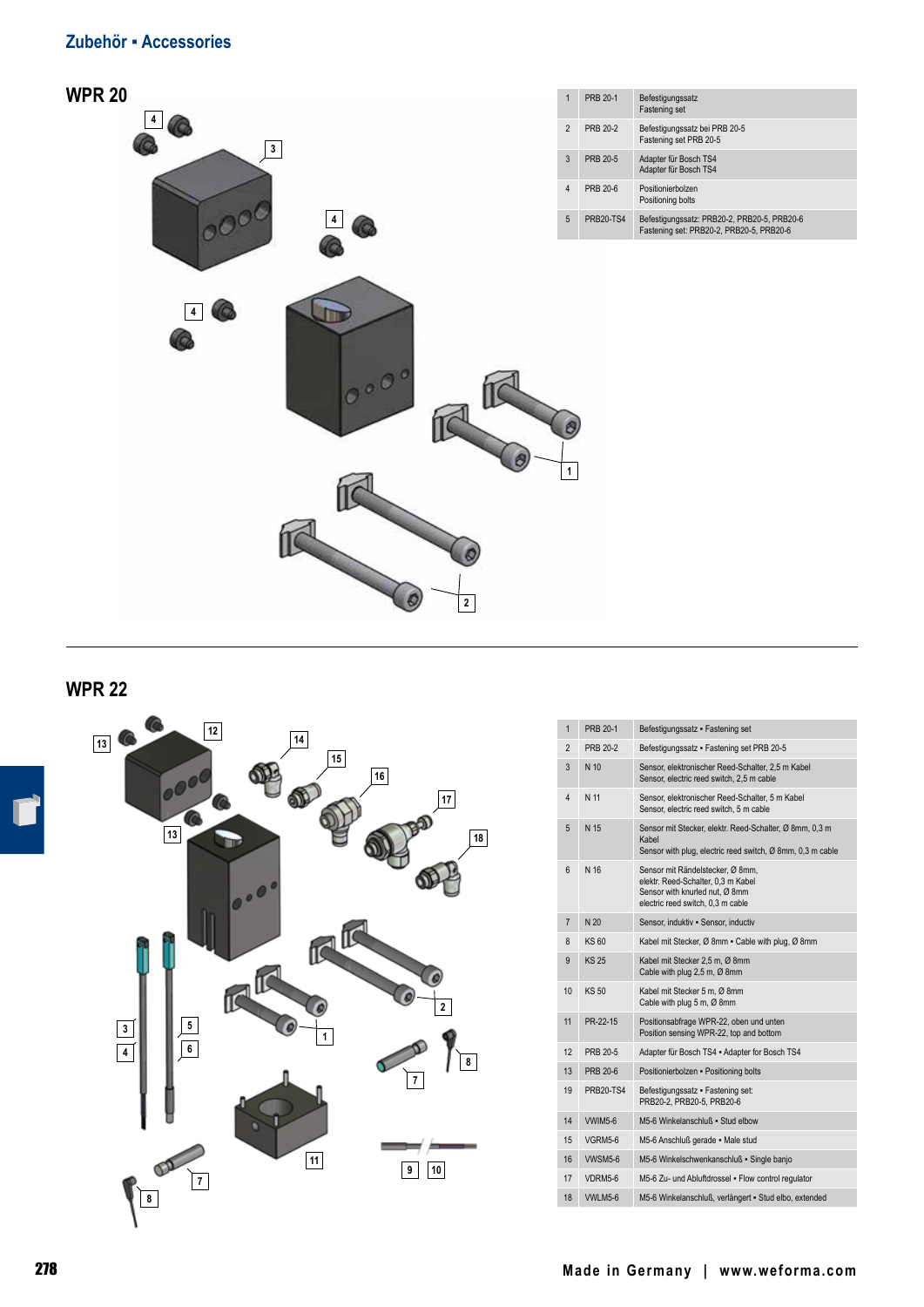## Zubehör ▪ Accessories

## WPR 20

| | | |
|---|---|---|
| 1 | PRB 20-1 | Befestigungssatz<br>Fastening set |
| 2 | PRB 20-2 | Befestigungssatz bei PRB 20-5<br>Fastening set PRB 20-5 |
| 3 | PRB 20-5 | Adapter für Bosch TS4<br>Adapter für Bosch TS4 |
| 4 | PRB 20-6 | Positionierbolzen<br>Positioning bolts |
| 5 | PRB20-TS4 | Befestigungssatz: PRB20-2, PRB20-5, PRB20-6<br>Fastening set: PRB20-2, PRB20-5, PRB20-6 |

## WPR 22

| | | |
|---|---|---|
| 1 | PRB 20-1 | Befestigungssatz ▪ Fastening set |
| 2 | PRB 20-2 | Befestigungssatz ▪ Fastening set PRB 20-5 |
| 3 | N 10 | Sensor, elektronischer Reed-Schalter, 2,5 m Kabel<br>Sensor, electric reed switch, 2,5 m cable |
| 4 | N 11 | Sensor, elektronischer Reed-Schalter, 5 m Kabel<br>Sensor, electric reed switch, 5 m cable |
| 5 | N 15 | Sensor mit Stecker, elektr. Reed-Schalter, Ø 8mm, 0,3 m Kabel<br>Sensor with plug, electric reed switch, Ø 8mm, 0,3 m cable |
| 6 | N 16 | Sensor mit Rändelstecker, Ø 8mm, elektr. Reed-Schalter, 0,3 m Kabel<br>Sensor with knurled nut, Ø 8mm electric reed switch, 0,3 m cable |
| 7 | N 20 | Sensor, induktiv ▪ Sensor, inductiv |
| 8 | KS 60 | Kabel mit Stecker, Ø 8mm ▪ Cable with plug, Ø 8mm |
| 9 | KS 25 | Kabel mit Stecker 2,5 m, Ø 8mm<br>Cable with plug 2,5 m, Ø 8mm |
| 10 | KS 50 | Kabel mit Stecker 5 m, Ø 8mm<br>Cable with plug 5 m, Ø 8mm |
| 11 | PR-22-15 | Positionsabfrage WPR-22, oben und unten<br>Position sensing WPR-22, top and bottom |
| 12 | PRB 20-5 | Adapter für Bosch TS4 ▪ Adapter for Bosch TS4 |
| 13 | PRB 20-6 | Positionierbolzen ▪ Positioning bolts |
| 19 | PRB20-TS4 | Befestigungssatz ▪ Fastening set:<br>PRB20-2, PRB20-5, PRB20-6 |
| 14 | VWIM5-6 | M5-6 Winkelanschluß ▪ Stud elbow |
| 15 | VGRM5-6 | M5-6 Anschluß gerade ▪ Male stud |
| 16 | VWSM5-6 | M5-6 Winkelschwenkanschluß ▪ Single banjo |
| 17 | VDRM5-6 | M5-6 Zu- und Abluftdrossel ▪ Flow control regulator |
| 18 | VWLM5-6 | M5-6 Winkelanschluß, verlängert ▪ Stud elbo, extended |

Made in Germany | www.weforma.com